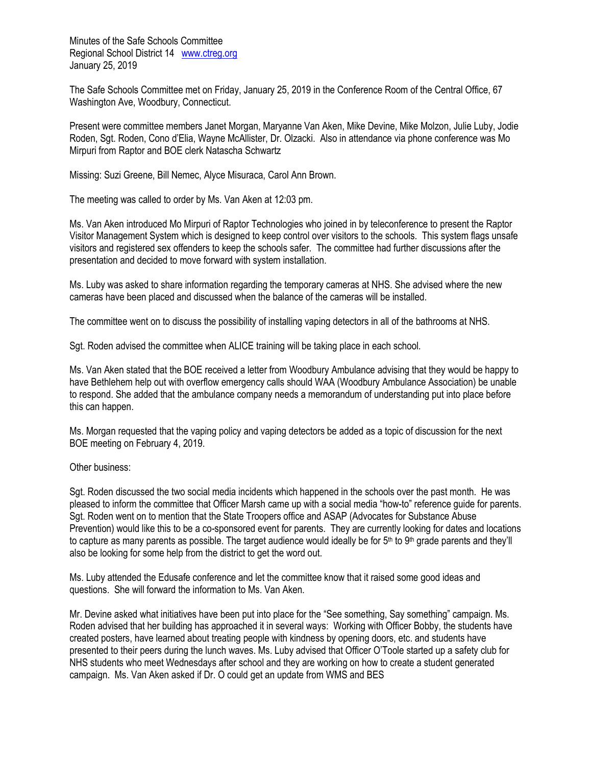Minutes of the Safe Schools Committee
Regional School District 14 www.ctreg.org
January 25, 2019

The Safe Schools Committee met on Friday, January 25, 2019 in the Conference Room of the Central Office, 67 Washington Ave, Woodbury, Connecticut.

Present were committee members Janet Morgan, Maryanne Van Aken, Mike Devine, Mike Molzon, Julie Luby, Jodie Roden, Sgt. Roden, Cono d'Elia, Wayne McAllister, Dr. Olzacki. Also in attendance via phone conference was Mo Mirpuri from Raptor and BOE clerk Natascha Schwartz

Missing: Suzi Greene, Bill Nemec, Alyce Misuraca, Carol Ann Brown.

The meeting was called to order by Ms. Van Aken at 12:03 pm.

Ms. Van Aken introduced Mo Mirpuri of Raptor Technologies who joined in by teleconference to present the Raptor Visitor Management System which is designed to keep control over visitors to the schools. This system flags unsafe visitors and registered sex offenders to keep the schools safer. The committee had further discussions after the presentation and decided to move forward with system installation.

Ms. Luby was asked to share information regarding the temporary cameras at NHS. She advised where the new cameras have been placed and discussed when the balance of the cameras will be installed.

The committee went on to discuss the possibility of installing vaping detectors in all of the bathrooms at NHS.

Sgt. Roden advised the committee when ALICE training will be taking place in each school.

Ms. Van Aken stated that the BOE received a letter from Woodbury Ambulance advising that they would be happy to have Bethlehem help out with overflow emergency calls should WAA (Woodbury Ambulance Association) be unable to respond. She added that the ambulance company needs a memorandum of understanding put into place before this can happen.

Ms. Morgan requested that the vaping policy and vaping detectors be added as a topic of discussion for the next BOE meeting on February 4, 2019.

Other business:

Sgt. Roden discussed the two social media incidents which happened in the schools over the past month. He was pleased to inform the committee that Officer Marsh came up with a social media "how-to" reference guide for parents. Sgt. Roden went on to mention that the State Troopers office and ASAP (Advocates for Substance Abuse Prevention) would like this to be a co-sponsored event for parents. They are currently looking for dates and locations to capture as many parents as possible. The target audience would ideally be for 5th to 9th grade parents and they'll also be looking for some help from the district to get the word out.

Ms. Luby attended the Edusafe conference and let the committee know that it raised some good ideas and questions. She will forward the information to Ms. Van Aken.

Mr. Devine asked what initiatives have been put into place for the "See something, Say something" campaign. Ms. Roden advised that her building has approached it in several ways: Working with Officer Bobby, the students have created posters, have learned about treating people with kindness by opening doors, etc. and students have presented to their peers during the lunch waves. Ms. Luby advised that Officer O'Toole started up a safety club for NHS students who meet Wednesdays after school and they are working on how to create a student generated campaign. Ms. Van Aken asked if Dr. O could get an update from WMS and BES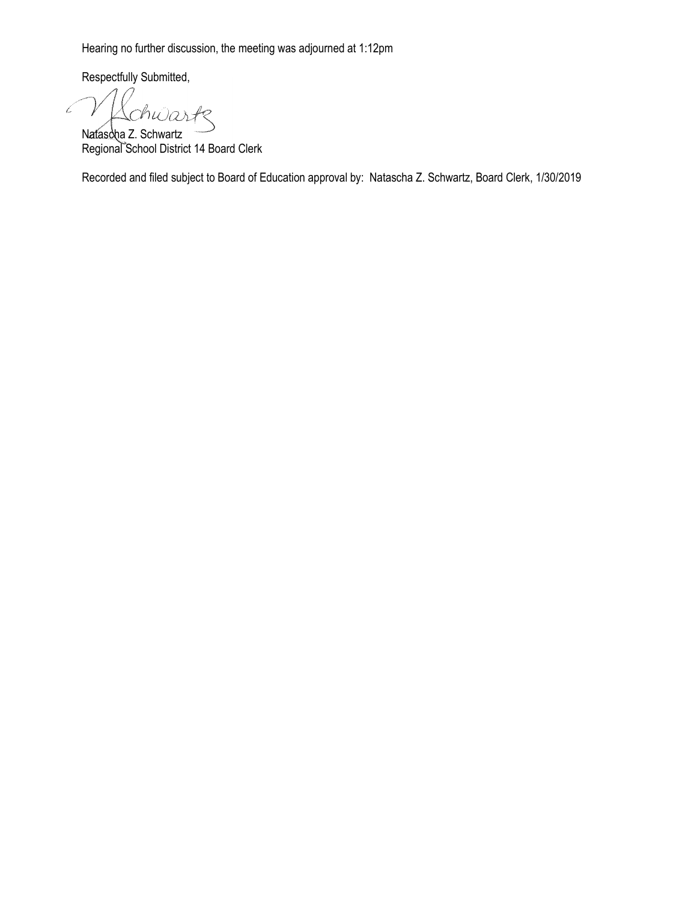Hearing no further discussion, the meeting was adjourned at 1:12pm

Respectfully Submitted,

Natascha Z. Schwartz
Regional School District 14 Board Clerk

Recorded and filed subject to Board of Education approval by: Natascha Z. Schwartz, Board Clerk, 1/30/2019